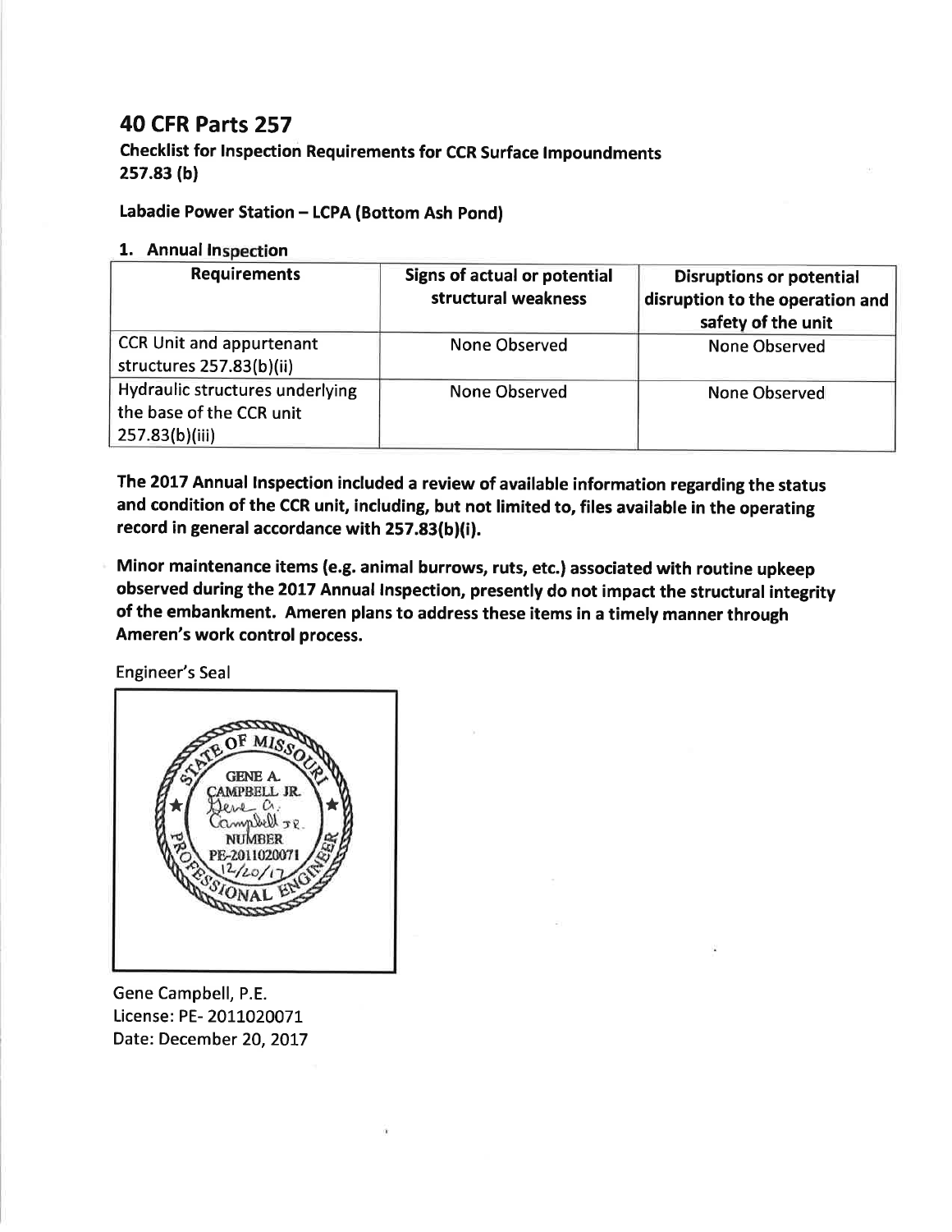# 40 CFR Parts 257

**Checklist for Inspection Requirements for CCR Surface Impoundments**
**257.83 (b)**

**Labadie Power Station – LCPA (Bottom Ash Pond)**

## 1. Annual Inspection

| Requirements | Signs of actual or potential structural weakness | Disruptions or potential disruption to the operation and safety of the unit |
|---|---|---|
| CCR Unit and appurtenant structures 257.83(b)(ii) | None Observed | None Observed |
| Hydraulic structures underlying the base of the CCR unit 257.83(b)(iii) | None Observed | None Observed |

**The 2017 Annual Inspection included a review of available information regarding the status and condition of the CCR unit, including, but not limited to, files available in the operating record in general accordance with 257.83(b)(i).**

**Minor maintenance items (e.g. animal burrows, ruts, etc.) associated with routine upkeep observed during the 2017 Annual Inspection, presently do not impact the structural integrity of the embankment. Ameren plans to address these items in a timely manner through Ameren's work control process.**

Engineer's Seal

STATE OF MISSOURI
GENE A. CAMPBELL JR.
NUMBER PE-2011020071
12/20/17
PROFESSIONAL ENGINEER

Gene Campbell, P.E.
License: PE- 2011020071
Date: December 20, 2017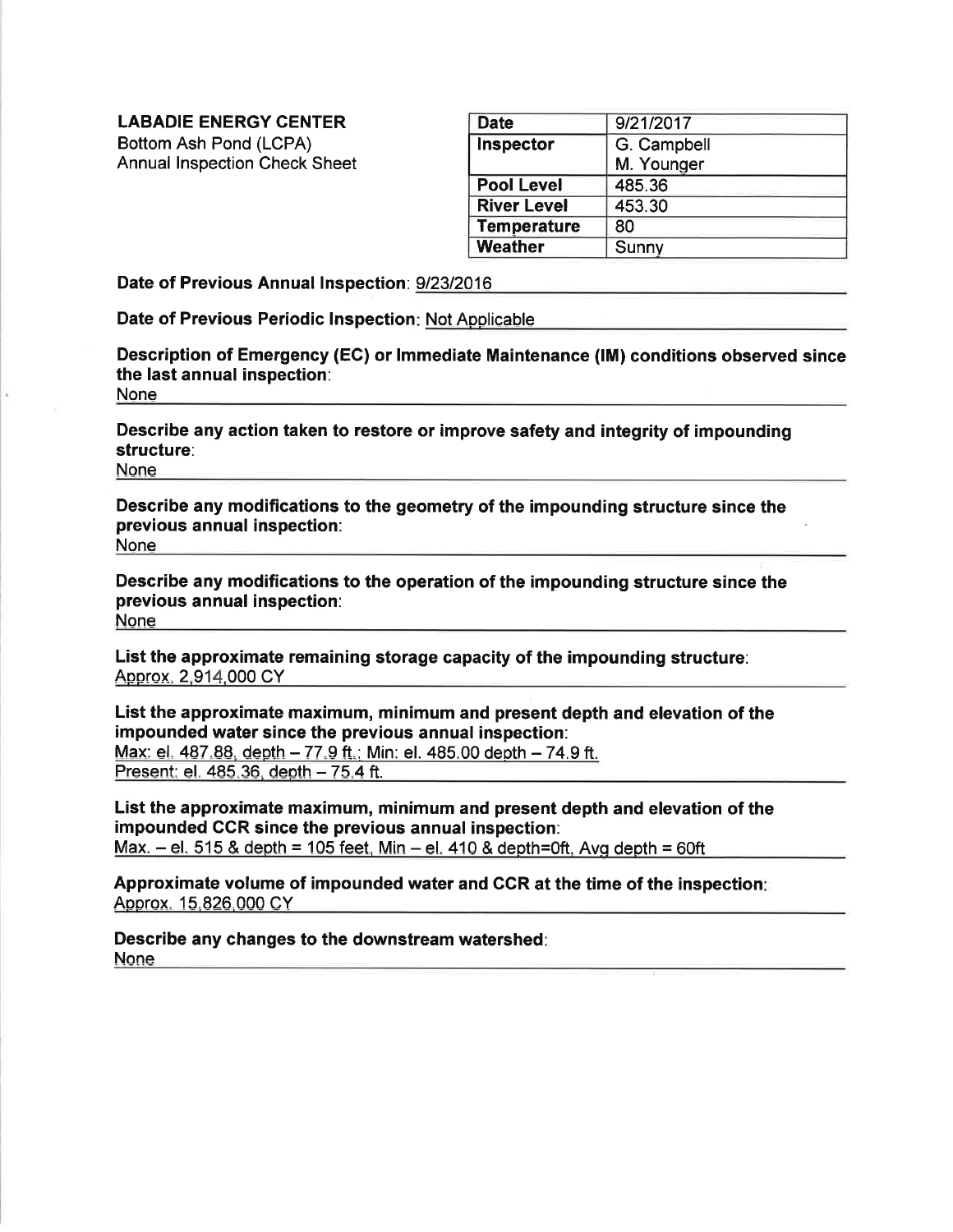**LABADIE ENERGY CENTER**
Bottom Ash Pond (LCPA)
Annual Inspection Check Sheet

| | |
|---|---|
| **Date** | 9/21/2017 |
| **Inspector** | G. Campbell<br>M. Younger |
| **Pool Level** | 485.36 |
| **River Level** | 453.30 |
| **Temperature** | 80 |
| **Weather** | Sunny |

**Date of Previous Annual Inspection**: 9/23/2016

**Date of Previous Periodic Inspection**: Not Applicable

**Description of Emergency (EC) or Immediate Maintenance (IM) conditions observed since the last annual inspection**:
None

**Describe any action taken to restore or improve safety and integrity of impounding structure**:
None

**Describe any modifications to the geometry of the impounding structure since the previous annual inspection**:
None

**Describe any modifications to the operation of the impounding structure since the previous annual inspection**:
None

**List the approximate remaining storage capacity of the impounding structure**:
Approx. 2,914,000 CY

**List the approximate maximum, minimum and present depth and elevation of the impounded water since the previous annual inspection**:
Max: el. 487.88, depth – 77.9 ft.; Min: el. 485.00 depth – 74.9 ft.
Present: el. 485.36, depth – 75.4 ft.

**List the approximate maximum, minimum and present depth and elevation of the impounded CCR since the previous annual inspection**:
Max. – el. 515 & depth = 105 feet, Min – el. 410 & depth=0ft, Avg depth = 60ft

**Approximate volume of impounded water and CCR at the time of the inspection**:
Approx. 15,826,000 CY

**Describe any changes to the downstream watershed**:
None